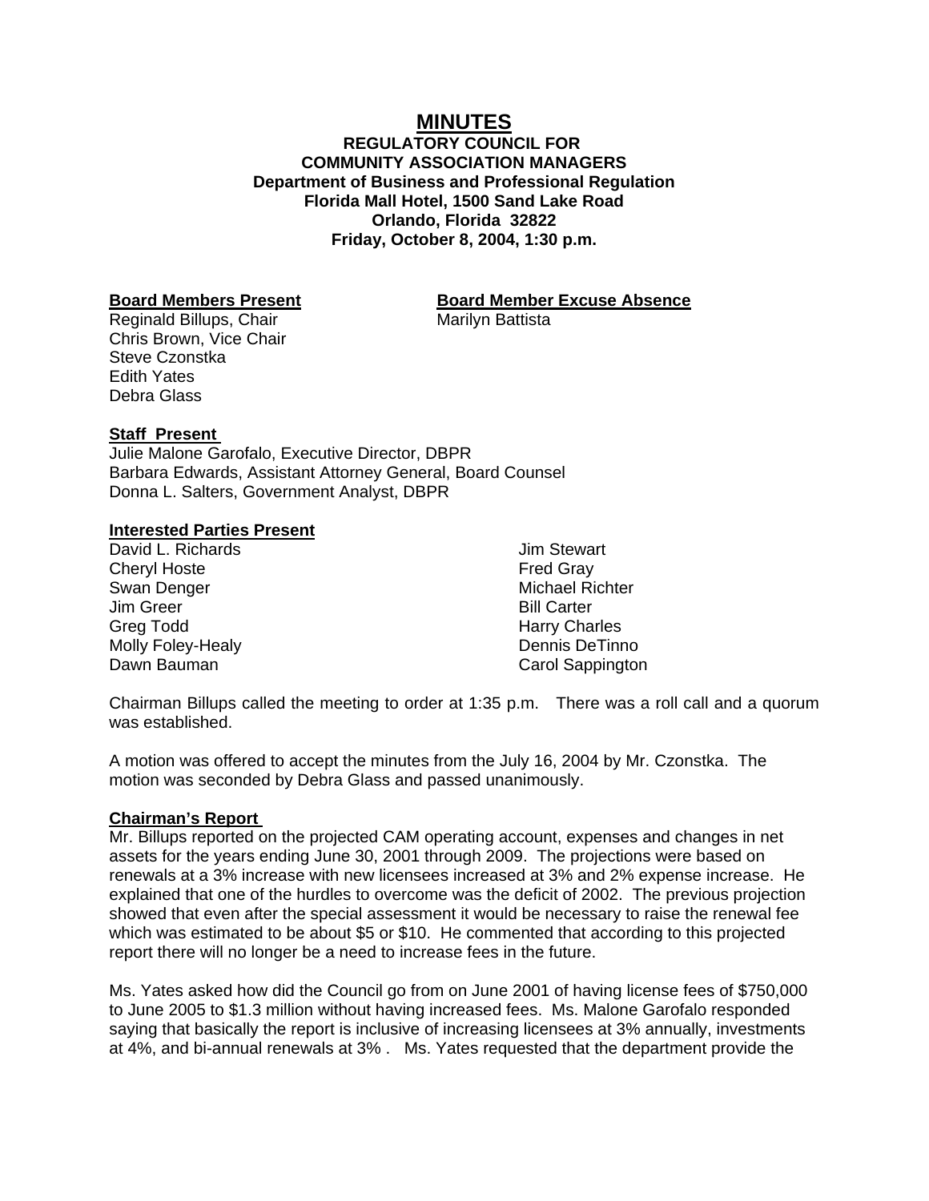# MINUTES

**REGULATORY COUNCIL FOR**
**COMMUNITY ASSOCIATION MANAGERS**
**Department of Business and Professional Regulation**
**Florida Mall Hotel, 1500 Sand Lake Road**
**Orlando, Florida 32822**
**Friday, October 8, 2004, 1:30 p.m.**

**Board Members Present**
Reginald Billups, Chair
Chris Brown, Vice Chair
Steve Czonstka
Edith Yates
Debra Glass

**Board Member Excuse Absence**
Marilyn Battista

**Staff Present**
Julie Malone Garofalo, Executive Director, DBPR
Barbara Edwards, Assistant Attorney General, Board Counsel
Donna L. Salters, Government Analyst, DBPR

**Interested Parties Present**

David L. Richards
Cheryl Hoste
Swan Denger
Jim Greer
Greg Todd
Molly Foley-Healy
Dawn Bauman
Jim Stewart
Fred Gray
Michael Richter
Bill Carter
Harry Charles
Dennis DeTinno
Carol Sappington

Chairman Billups called the meeting to order at 1:35 p.m. There was a roll call and a quorum was established.

A motion was offered to accept the minutes from the July 16, 2004 by Mr. Czonstka. The motion was seconded by Debra Glass and passed unanimously.

**Chairman's Report**
Mr. Billups reported on the projected CAM operating account, expenses and changes in net assets for the years ending June 30, 2001 through 2009. The projections were based on renewals at a 3% increase with new licensees increased at 3% and 2% expense increase. He explained that one of the hurdles to overcome was the deficit of 2002. The previous projection showed that even after the special assessment it would be necessary to raise the renewal fee which was estimated to be about $5 or $10. He commented that according to this projected report there will no longer be a need to increase fees in the future.

Ms. Yates asked how did the Council go from on June 2001 of having license fees of $750,000 to June 2005 to $1.3 million without having increased fees. Ms. Malone Garofalo responded saying that basically the report is inclusive of increasing licensees at 3% annually, investments at 4%, and bi-annual renewals at 3% . Ms. Yates requested that the department provide the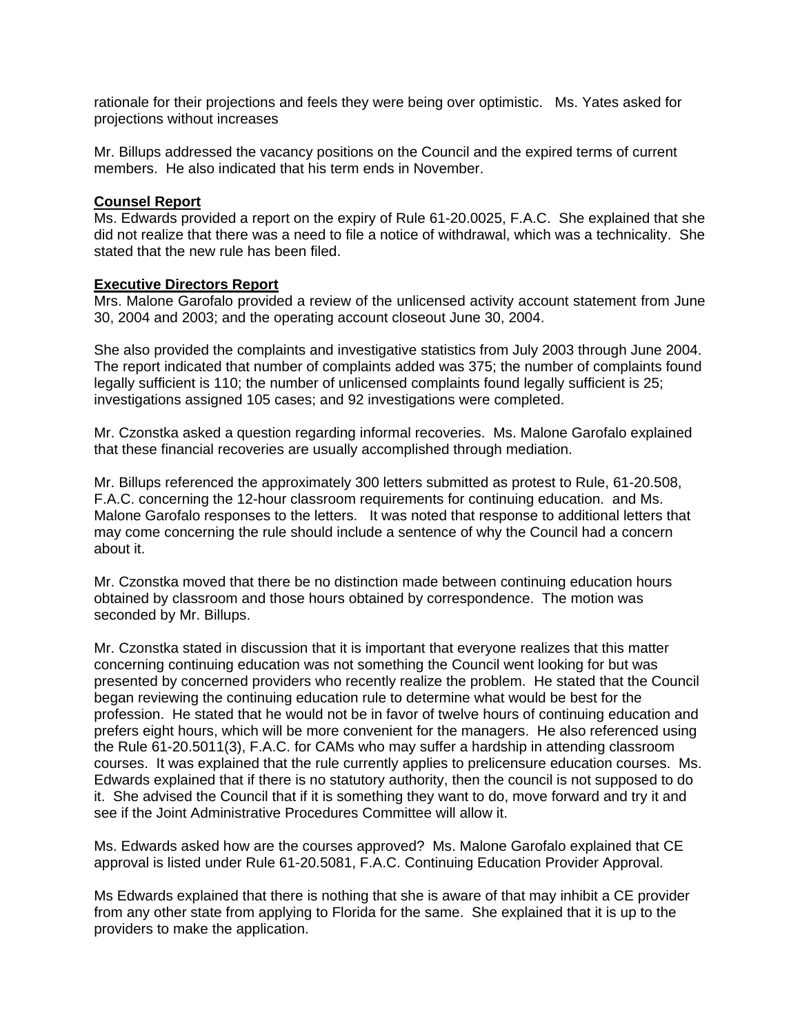rationale for their projections and feels they were being over optimistic. Ms. Yates asked for projections without increases

Mr. Billups addressed the vacancy positions on the Council and the expired terms of current members. He also indicated that his term ends in November.

**Counsel Report**

Ms. Edwards provided a report on the expiry of Rule 61-20.0025, F.A.C. She explained that she did not realize that there was a need to file a notice of withdrawal, which was a technicality. She stated that the new rule has been filed.

**Executive Directors Report**

Mrs. Malone Garofalo provided a review of the unlicensed activity account statement from June 30, 2004 and 2003; and the operating account closeout June 30, 2004.

She also provided the complaints and investigative statistics from July 2003 through June 2004. The report indicated that number of complaints added was 375; the number of complaints found legally sufficient is 110; the number of unlicensed complaints found legally sufficient is 25; investigations assigned 105 cases; and 92 investigations were completed.

Mr. Czonstka asked a question regarding informal recoveries. Ms. Malone Garofalo explained that these financial recoveries are usually accomplished through mediation.

Mr. Billups referenced the approximately 300 letters submitted as protest to Rule, 61-20.508, F.A.C. concerning the 12-hour classroom requirements for continuing education. and Ms. Malone Garofalo responses to the letters. It was noted that response to additional letters that may come concerning the rule should include a sentence of why the Council had a concern about it.

Mr. Czonstka moved that there be no distinction made between continuing education hours obtained by classroom and those hours obtained by correspondence. The motion was seconded by Mr. Billups.

Mr. Czonstka stated in discussion that it is important that everyone realizes that this matter concerning continuing education was not something the Council went looking for but was presented by concerned providers who recently realize the problem. He stated that the Council began reviewing the continuing education rule to determine what would be best for the profession. He stated that he would not be in favor of twelve hours of continuing education and prefers eight hours, which will be more convenient for the managers. He also referenced using the Rule 61-20.5011(3), F.A.C. for CAMs who may suffer a hardship in attending classroom courses. It was explained that the rule currently applies to prelicensure education courses. Ms. Edwards explained that if there is no statutory authority, then the council is not supposed to do it. She advised the Council that if it is something they want to do, move forward and try it and see if the Joint Administrative Procedures Committee will allow it.

Ms. Edwards asked how are the courses approved? Ms. Malone Garofalo explained that CE approval is listed under Rule 61-20.5081, F.A.C. Continuing Education Provider Approval.

Ms Edwards explained that there is nothing that she is aware of that may inhibit a CE provider from any other state from applying to Florida for the same. She explained that it is up to the providers to make the application.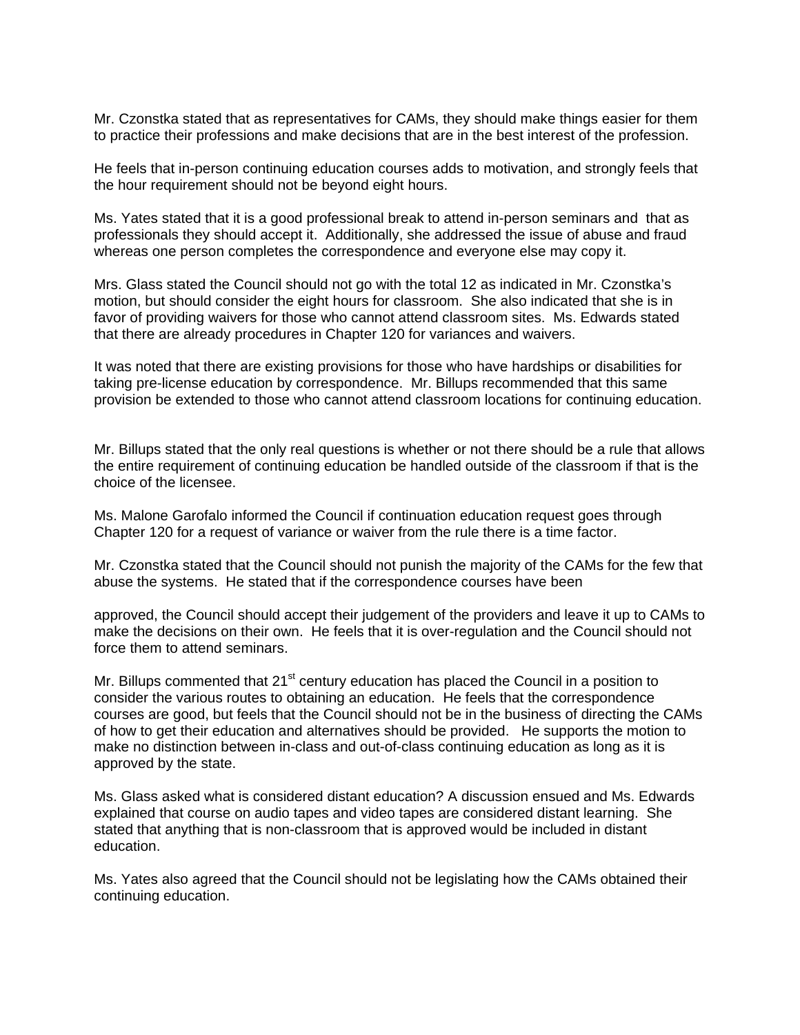Mr. Czonstka stated that as representatives for CAMs, they should make things easier for them to practice their professions and make decisions that are in the best interest of the profession.

He feels that in-person continuing education courses adds to motivation, and strongly feels that the hour requirement should not be beyond eight hours.

Ms. Yates stated that it is a good professional break to attend in-person seminars and that as professionals they should accept it. Additionally, she addressed the issue of abuse and fraud whereas one person completes the correspondence and everyone else may copy it.

Mrs. Glass stated the Council should not go with the total 12 as indicated in Mr. Czonstka's motion, but should consider the eight hours for classroom. She also indicated that she is in favor of providing waivers for those who cannot attend classroom sites. Ms. Edwards stated that there are already procedures in Chapter 120 for variances and waivers.

It was noted that there are existing provisions for those who have hardships or disabilities for taking pre-license education by correspondence. Mr. Billups recommended that this same provision be extended to those who cannot attend classroom locations for continuing education.

Mr. Billups stated that the only real questions is whether or not there should be a rule that allows the entire requirement of continuing education be handled outside of the classroom if that is the choice of the licensee.

Ms. Malone Garofalo informed the Council if continuation education request goes through Chapter 120 for a request of variance or waiver from the rule there is a time factor.

Mr. Czonstka stated that the Council should not punish the majority of the CAMs for the few that abuse the systems. He stated that if the correspondence courses have been approved, the Council should accept their judgement of the providers and leave it up to CAMs to make the decisions on their own. He feels that it is over-regulation and the Council should not force them to attend seminars.

Mr. Billups commented that 21st century education has placed the Council in a position to consider the various routes to obtaining an education. He feels that the correspondence courses are good, but feels that the Council should not be in the business of directing the CAMs of how to get their education and alternatives should be provided. He supports the motion to make no distinction between in-class and out-of-class continuing education as long as it is approved by the state.

Ms. Glass asked what is considered distant education? A discussion ensued and Ms. Edwards explained that course on audio tapes and video tapes are considered distant learning. She stated that anything that is non-classroom that is approved would be included in distant education.

Ms. Yates also agreed that the Council should not be legislating how the CAMs obtained their continuing education.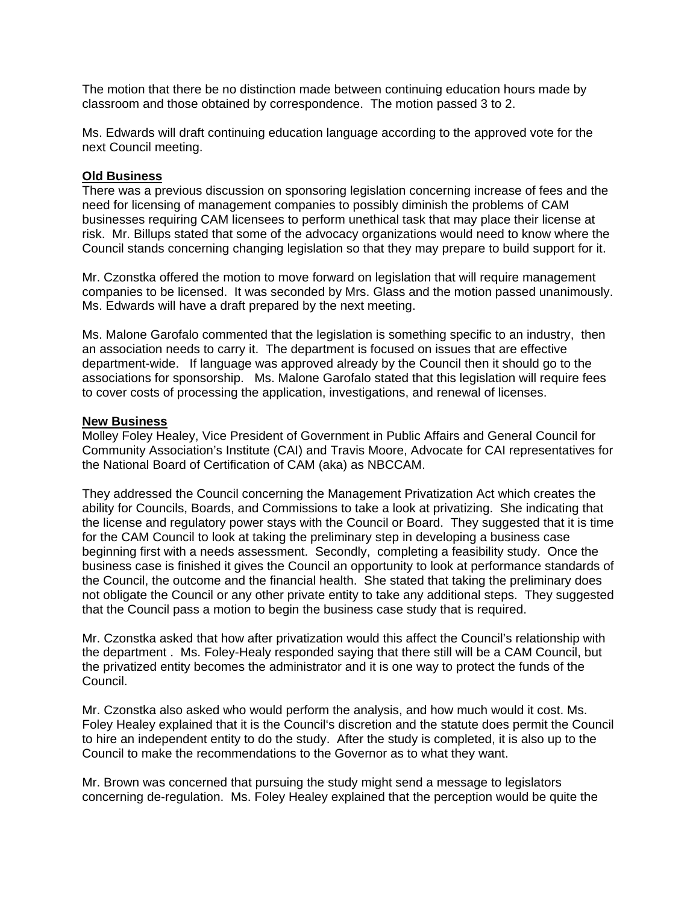The motion that there be no distinction made between continuing education hours made by classroom and those obtained by correspondence. The motion passed 3 to 2.

Ms. Edwards will draft continuing education language according to the approved vote for the next Council meeting.

**Old Business**

There was a previous discussion on sponsoring legislation concerning increase of fees and the need for licensing of management companies to possibly diminish the problems of CAM businesses requiring CAM licensees to perform unethical task that may place their license at risk. Mr. Billups stated that some of the advocacy organizations would need to know where the Council stands concerning changing legislation so that they may prepare to build support for it.

Mr. Czonstka offered the motion to move forward on legislation that will require management companies to be licensed. It was seconded by Mrs. Glass and the motion passed unanimously. Ms. Edwards will have a draft prepared by the next meeting.

Ms. Malone Garofalo commented that the legislation is something specific to an industry, then an association needs to carry it. The department is focused on issues that are effective department-wide. If language was approved already by the Council then it should go to the associations for sponsorship. Ms. Malone Garofalo stated that this legislation will require fees to cover costs of processing the application, investigations, and renewal of licenses.

**New Business**

Molley Foley Healey, Vice President of Government in Public Affairs and General Council for Community Association's Institute (CAI) and Travis Moore, Advocate for CAI representatives for the National Board of Certification of CAM (aka) as NBCCAM.

They addressed the Council concerning the Management Privatization Act which creates the ability for Councils, Boards, and Commissions to take a look at privatizing. She indicating that the license and regulatory power stays with the Council or Board. They suggested that it is time for the CAM Council to look at taking the preliminary step in developing a business case beginning first with a needs assessment. Secondly, completing a feasibility study. Once the business case is finished it gives the Council an opportunity to look at performance standards of the Council, the outcome and the financial health. She stated that taking the preliminary does not obligate the Council or any other private entity to take any additional steps. They suggested that the Council pass a motion to begin the business case study that is required.

Mr. Czonstka asked that how after privatization would this affect the Council's relationship with the department . Ms. Foley-Healy responded saying that there still will be a CAM Council, but the privatized entity becomes the administrator and it is one way to protect the funds of the Council.

Mr. Czonstka also asked who would perform the analysis, and how much would it cost. Ms. Foley Healey explained that it is the Council's discretion and the statute does permit the Council to hire an independent entity to do the study. After the study is completed, it is also up to the Council to make the recommendations to the Governor as to what they want.

Mr. Brown was concerned that pursuing the study might send a message to legislators concerning de-regulation. Ms. Foley Healey explained that the perception would be quite the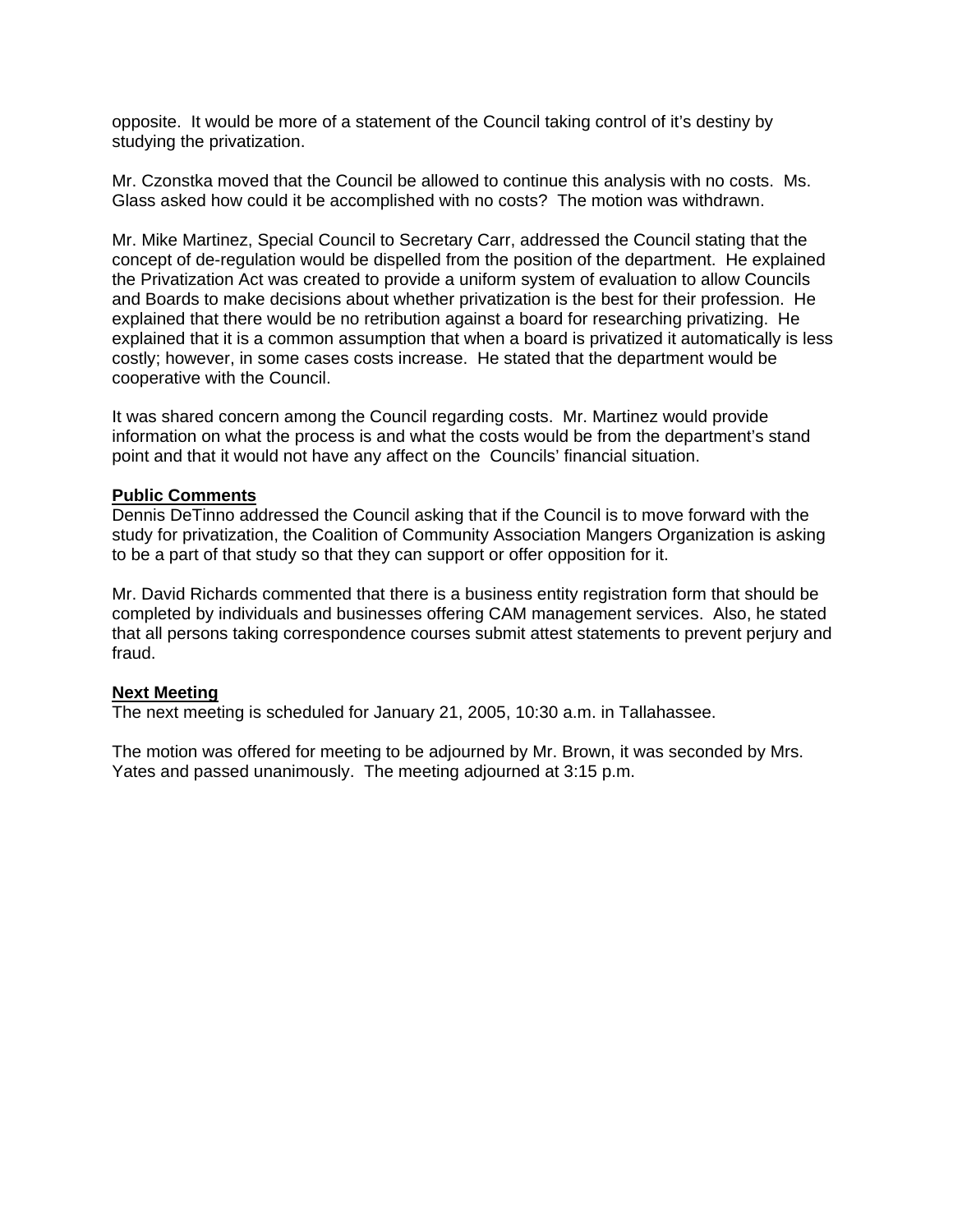opposite. It would be more of a statement of the Council taking control of it's destiny by studying the privatization.

Mr. Czonstka moved that the Council be allowed to continue this analysis with no costs. Ms. Glass asked how could it be accomplished with no costs? The motion was withdrawn.

Mr. Mike Martinez, Special Council to Secretary Carr, addressed the Council stating that the concept of de-regulation would be dispelled from the position of the department. He explained the Privatization Act was created to provide a uniform system of evaluation to allow Councils and Boards to make decisions about whether privatization is the best for their profession. He explained that there would be no retribution against a board for researching privatizing. He explained that it is a common assumption that when a board is privatized it automatically is less costly; however, in some cases costs increase. He stated that the department would be cooperative with the Council.

It was shared concern among the Council regarding costs. Mr. Martinez would provide information on what the process is and what the costs would be from the department's stand point and that it would not have any affect on the Councils' financial situation.

**Public Comments**

Dennis DeTinno addressed the Council asking that if the Council is to move forward with the study for privatization, the Coalition of Community Association Mangers Organization is asking to be a part of that study so that they can support or offer opposition for it.

Mr. David Richards commented that there is a business entity registration form that should be completed by individuals and businesses offering CAM management services. Also, he stated that all persons taking correspondence courses submit attest statements to prevent perjury and fraud.

**Next Meeting**

The next meeting is scheduled for January 21, 2005, 10:30 a.m. in Tallahassee.

The motion was offered for meeting to be adjourned by Mr. Brown, it was seconded by Mrs. Yates and passed unanimously. The meeting adjourned at 3:15 p.m.